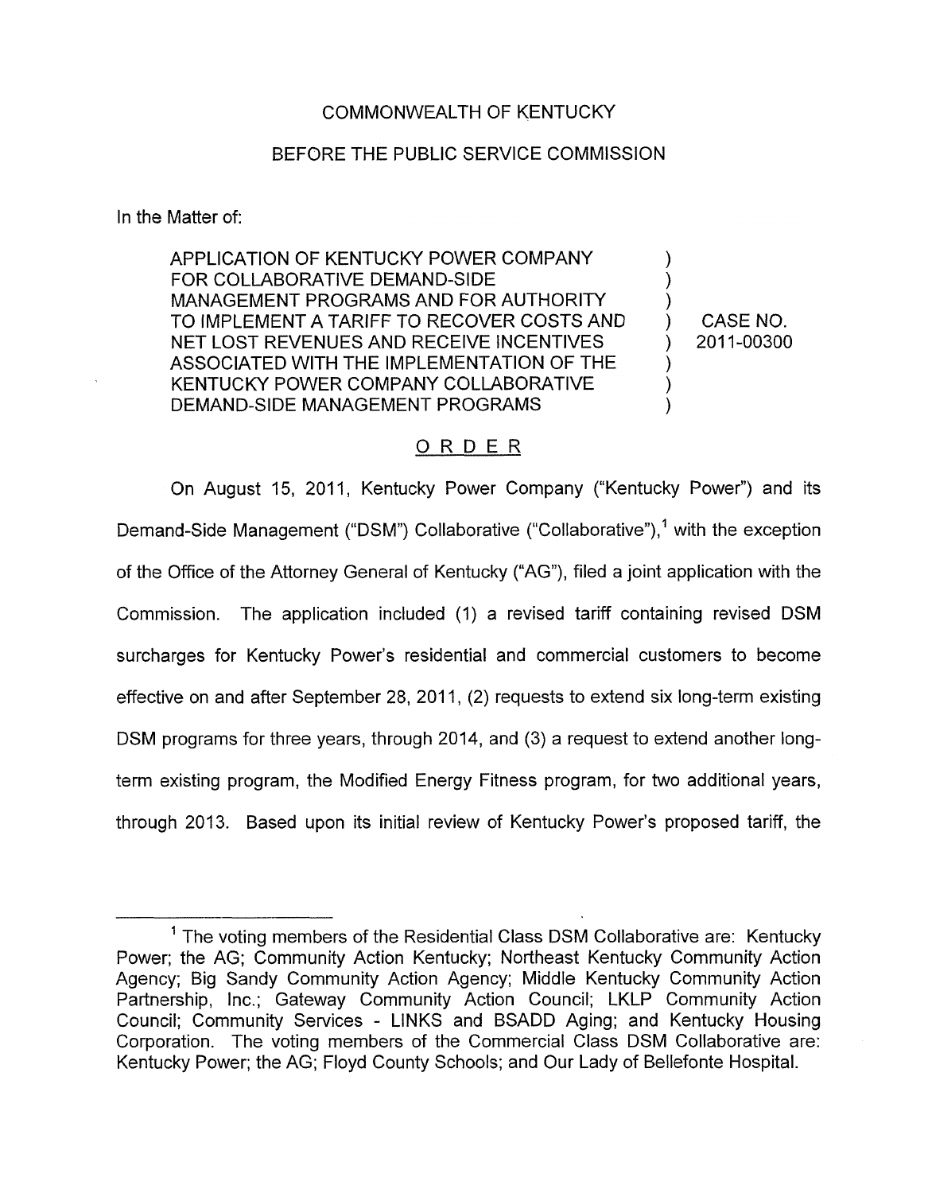COMMONWEALTH OF KENTUCKY

BEFORE THE PUBLIC SERVICE COMMISSION

In the Matter of:

| | | |
|---|---|---|
| APPLICATION OF KENTUCKY POWER COMPANY FOR COLLABORATIVE DEMAND-SIDE MANAGEMENT PROGRAMS AND FOR AUTHORITY TO IMPLEMENT A TARIFF TO RECOVER COSTS AND NET LOST REVENUES AND RECEIVE INCENTIVES ASSOCIATED WITH THE IMPLEMENTATION OF THE KENTUCKY POWER COMPANY COLLABORATIVE DEMAND-SIDE MANAGEMENT PROGRAMS | ) | CASE NO. 2011-00300 |

## ORDER

On August 15, 2011, Kentucky Power Company ("Kentucky Power") and its Demand-Side Management ("DSM") Collaborative ("Collaborative"),[1] with the exception of the Office of the Attorney General of Kentucky ("AG"), filed a joint application with the Commission. The application included (1) a revised tariff containing revised DSM surcharges for Kentucky Power's residential and commercial customers to become effective on and after September 28, 2011, (2) requests to extend six long-term existing DSM programs for three years, through 2014, and (3) a request to extend another long-term existing program, the Modified Energy Fitness program, for two additional years, through 2013. Based upon its initial review of Kentucky Power's proposed tariff, the

[1] The voting members of the Residential Class DSM Collaborative are: Kentucky Power; the AG; Community Action Kentucky; Northeast Kentucky Community Action Agency; Big Sandy Community Action Agency; Middle Kentucky Community Action Partnership, Inc.; Gateway Community Action Council; LKLP Community Action Council; Community Services - LINKS and BSADD Aging; and Kentucky Housing Corporation. The voting members of the Commercial Class DSM Collaborative are: Kentucky Power; the AG; Floyd County Schools; and Our Lady of Bellefonte Hospital.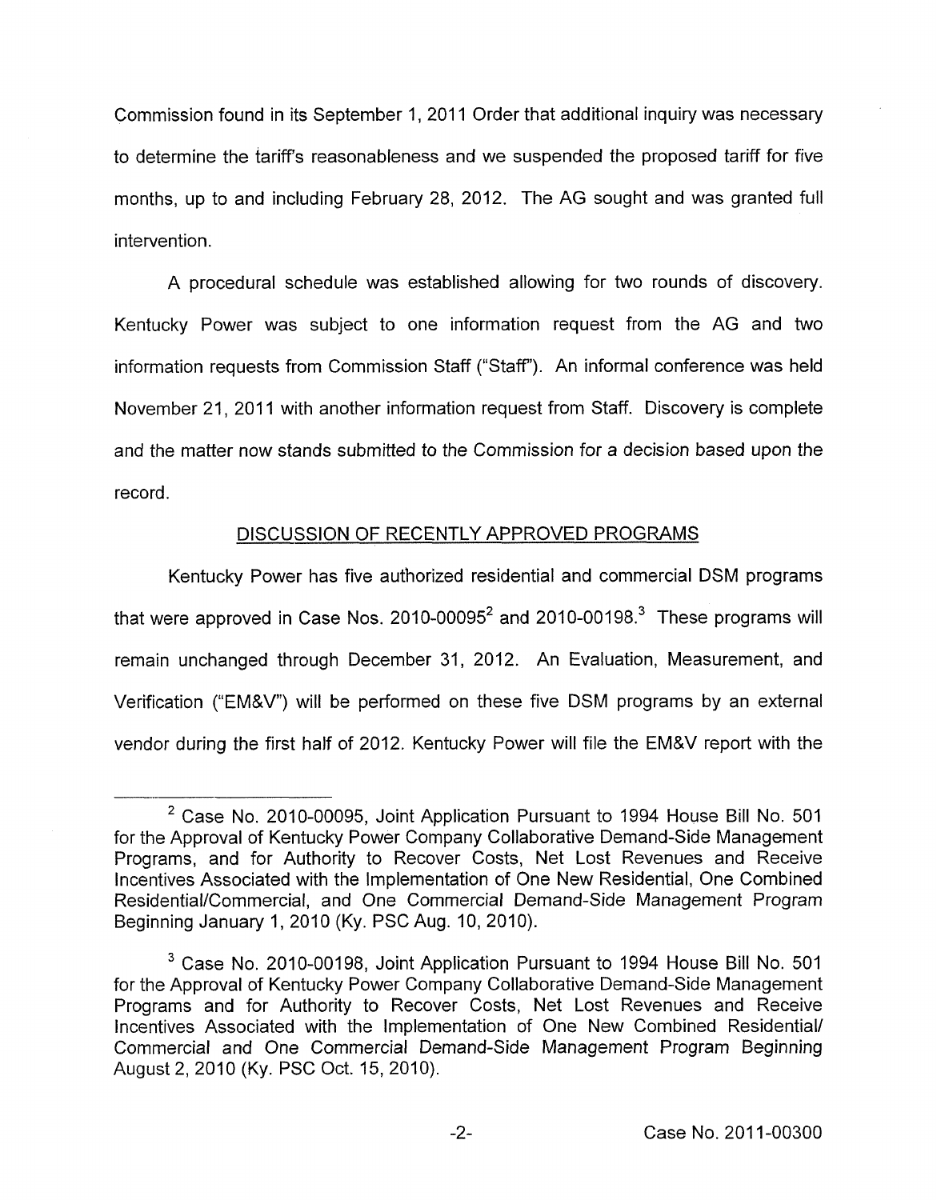Commission found in its September 1, 2011 Order that additional inquiry was necessary to determine the tariff's reasonableness and we suspended the proposed tariff for five months, up to and including February 28, 2012. The AG sought and was granted full intervention.

A procedural schedule was established allowing for two rounds of discovery. Kentucky Power was subject to one information request from the AG and two information requests from Commission Staff ("Staff"). An informal conference was held November 21, 2011 with another information request from Staff. Discovery is complete and the matter now stands submitted to the Commission for a decision based upon the record.

## DISCUSSION OF RECENTLY APPROVED PROGRAMS

Kentucky Power has five authorized residential and commercial DSM programs that were approved in Case Nos. 2010-00095[2] and 2010-00198.[3] These programs will remain unchanged through December 31, 2012. An Evaluation, Measurement, and Verification ("EM&V") will be performed on these five DSM programs by an external vendor during the first half of 2012. Kentucky Power will file the EM&V report with the

---

[2] Case No. 2010-00095, Joint Application Pursuant to 1994 House Bill No. 501 for the Approval of Kentucky Power Company Collaborative Demand-Side Management Programs, and for Authority to Recover Costs, Net Lost Revenues and Receive Incentives Associated with the Implementation of One New Residential, One Combined Residential/Commercial, and One Commercial Demand-Side Management Program Beginning January 1, 2010 (Ky. PSC Aug. 10, 2010).

[3] Case No. 2010-00198, Joint Application Pursuant to 1994 House Bill No. 501 for the Approval of Kentucky Power Company Collaborative Demand-Side Management Programs and for Authority to Recover Costs, Net Lost Revenues and Receive Incentives Associated with the Implementation of One New Combined Residential/ Commercial and One Commercial Demand-Side Management Program Beginning August 2, 2010 (Ky. PSC Oct. 15, 2010).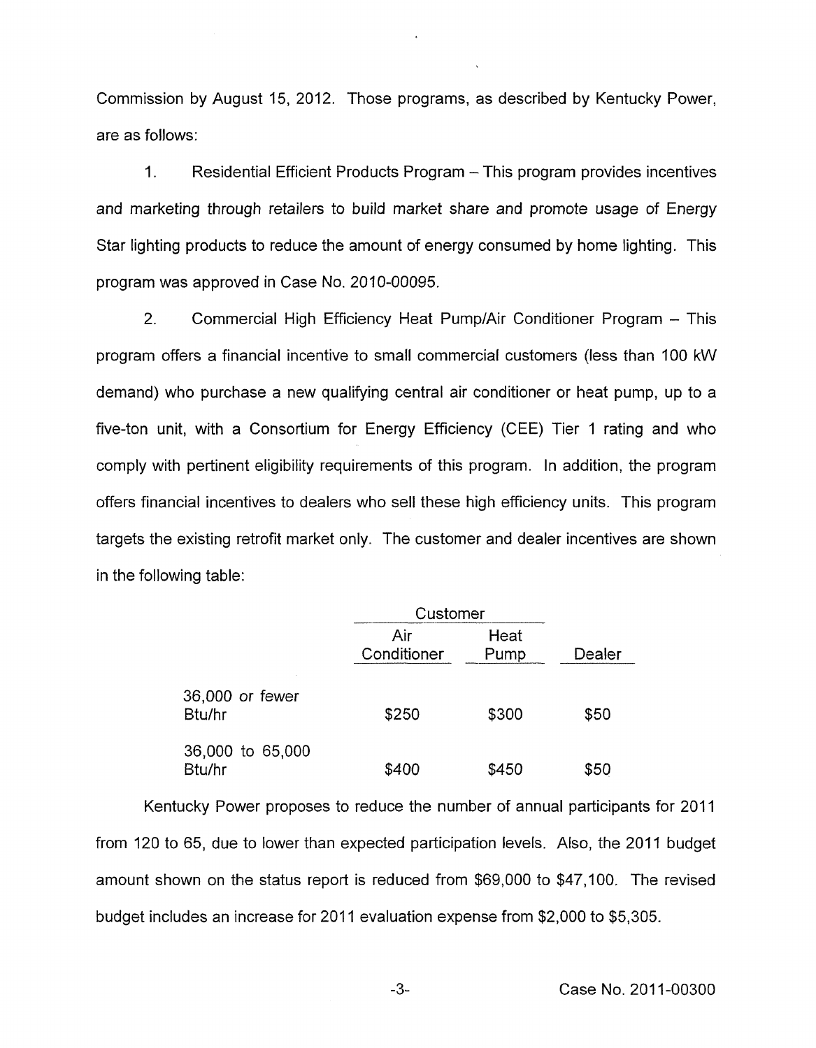Commission by August 15, 2012. Those programs, as described by Kentucky Power, are as follows:

1. Residential Efficient Products Program – This program provides incentives and marketing through retailers to build market share and promote usage of Energy Star lighting products to reduce the amount of energy consumed by home lighting. This program was approved in Case No. 2010-00095.

2. Commercial High Efficiency Heat Pump/Air Conditioner Program – This program offers a financial incentive to small commercial customers (less than 100 kW demand) who purchase a new qualifying central air conditioner or heat pump, up to a five-ton unit, with a Consortium for Energy Efficiency (CEE) Tier 1 rating and who comply with pertinent eligibility requirements of this program. In addition, the program offers financial incentives to dealers who sell these high efficiency units. This program targets the existing retrofit market only. The customer and dealer incentives are shown in the following table:

| | Customer | | |
|---|---|---|---|
| | Air Conditioner | Heat Pump | Dealer |
| 36,000 or fewer Btu/hr | $250 | $300 | $50 |
| 36,000 to 65,000 Btu/hr | $400 | $450 | $50 |

Kentucky Power proposes to reduce the number of annual participants for 2011 from 120 to 65, due to lower than expected participation levels. Also, the 2011 budget amount shown on the status report is reduced from $69,000 to $47,100. The revised budget includes an increase for 2011 evaluation expense from $2,000 to $5,305.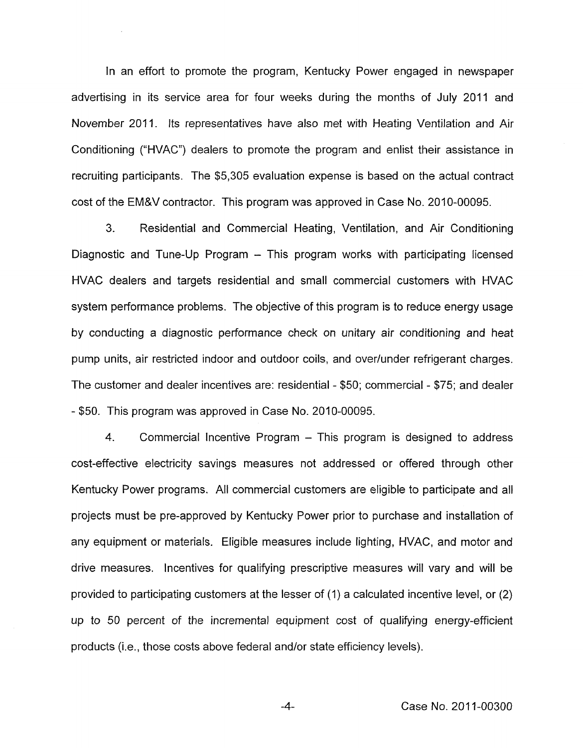In an effort to promote the program, Kentucky Power engaged in newspaper advertising in its service area for four weeks during the months of July 2011 and November 2011. Its representatives have also met with Heating Ventilation and Air Conditioning ("HVAC") dealers to promote the program and enlist their assistance in recruiting participants. The $5,305 evaluation expense is based on the actual contract cost of the EM&V contractor. This program was approved in Case No. 2010-00095.

3. Residential and Commercial Heating, Ventilation, and Air Conditioning Diagnostic and Tune-Up Program – This program works with participating licensed HVAC dealers and targets residential and small commercial customers with HVAC system performance problems. The objective of this program is to reduce energy usage by conducting a diagnostic performance check on unitary air conditioning and heat pump units, air restricted indoor and outdoor coils, and over/under refrigerant charges. The customer and dealer incentives are: residential - $50; commercial - $75; and dealer - $50. This program was approved in Case No. 2010-00095.

4. Commercial Incentive Program – This program is designed to address cost-effective electricity savings measures not addressed or offered through other Kentucky Power programs. All commercial customers are eligible to participate and all projects must be pre-approved by Kentucky Power prior to purchase and installation of any equipment or materials. Eligible measures include lighting, HVAC, and motor and drive measures. Incentives for qualifying prescriptive measures will vary and will be provided to participating customers at the lesser of (1) a calculated incentive level, or (2) up to 50 percent of the incremental equipment cost of qualifying energy-efficient products (i.e., those costs above federal and/or state efficiency levels).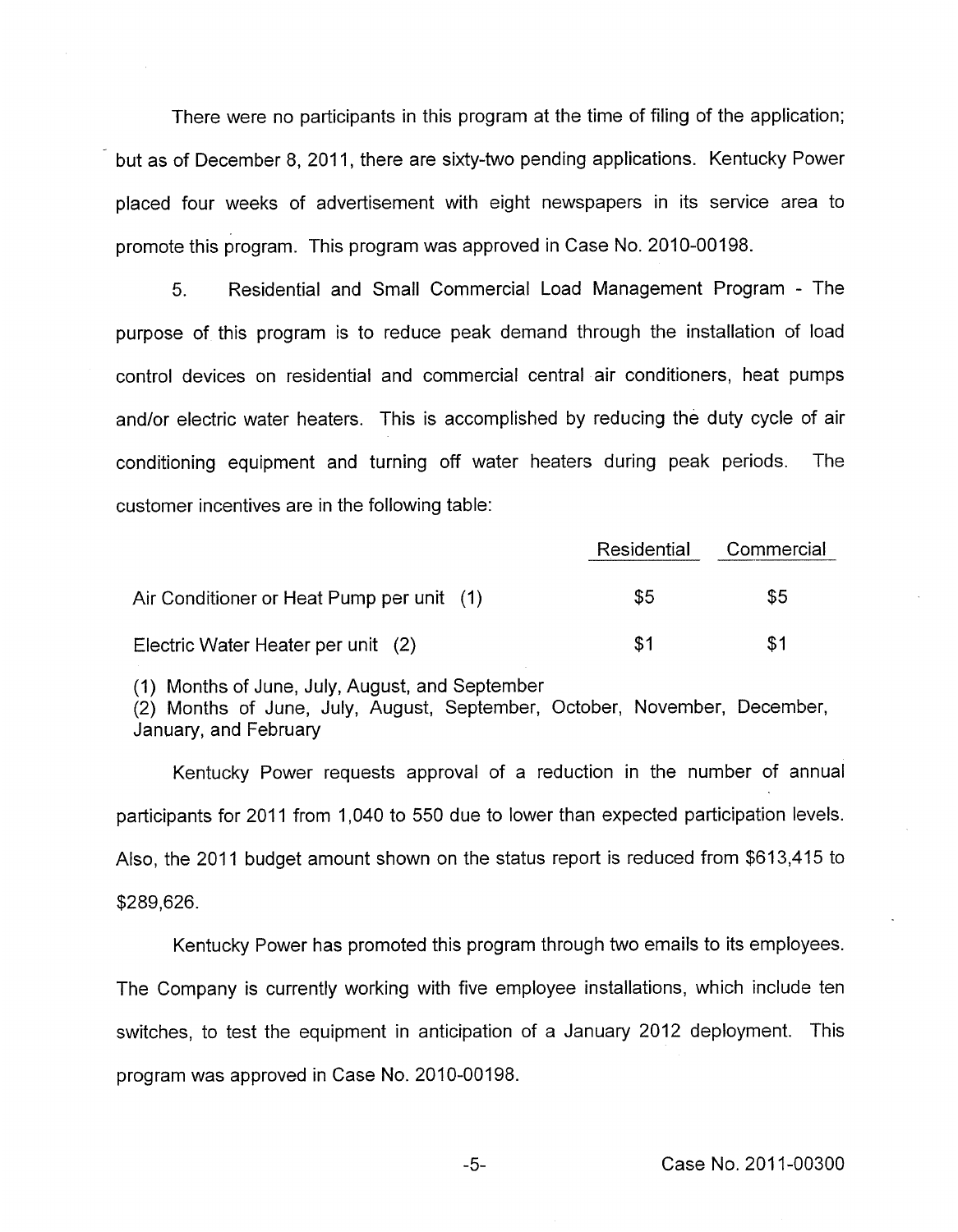There were no participants in this program at the time of filing of the application; but as of December 8, 2011, there are sixty-two pending applications. Kentucky Power placed four weeks of advertisement with eight newspapers in its service area to promote this program. This program was approved in Case No. 2010-00198.

5. Residential and Small Commercial Load Management Program - The purpose of this program is to reduce peak demand through the installation of load control devices on residential and commercial central air conditioners, heat pumps and/or electric water heaters. This is accomplished by reducing the duty cycle of air conditioning equipment and turning off water heaters during peak periods. The customer incentives are in the following table:

| | Residential | Commercial |
|---|---|---|
| Air Conditioner or Heat Pump per unit (1) | \$5 | \$5 |
| Electric Water Heater per unit (2) | \$1 | \$1 |

(1) Months of June, July, August, and September
(2) Months of June, July, August, September, October, November, December, January, and February

Kentucky Power requests approval of a reduction in the number of annual participants for 2011 from 1,040 to 550 due to lower than expected participation levels. Also, the 2011 budget amount shown on the status report is reduced from \$613,415 to \$289,626.

Kentucky Power has promoted this program through two emails to its employees. The Company is currently working with five employee installations, which include ten switches, to test the equipment in anticipation of a January 2012 deployment. This program was approved in Case No. 2010-00198.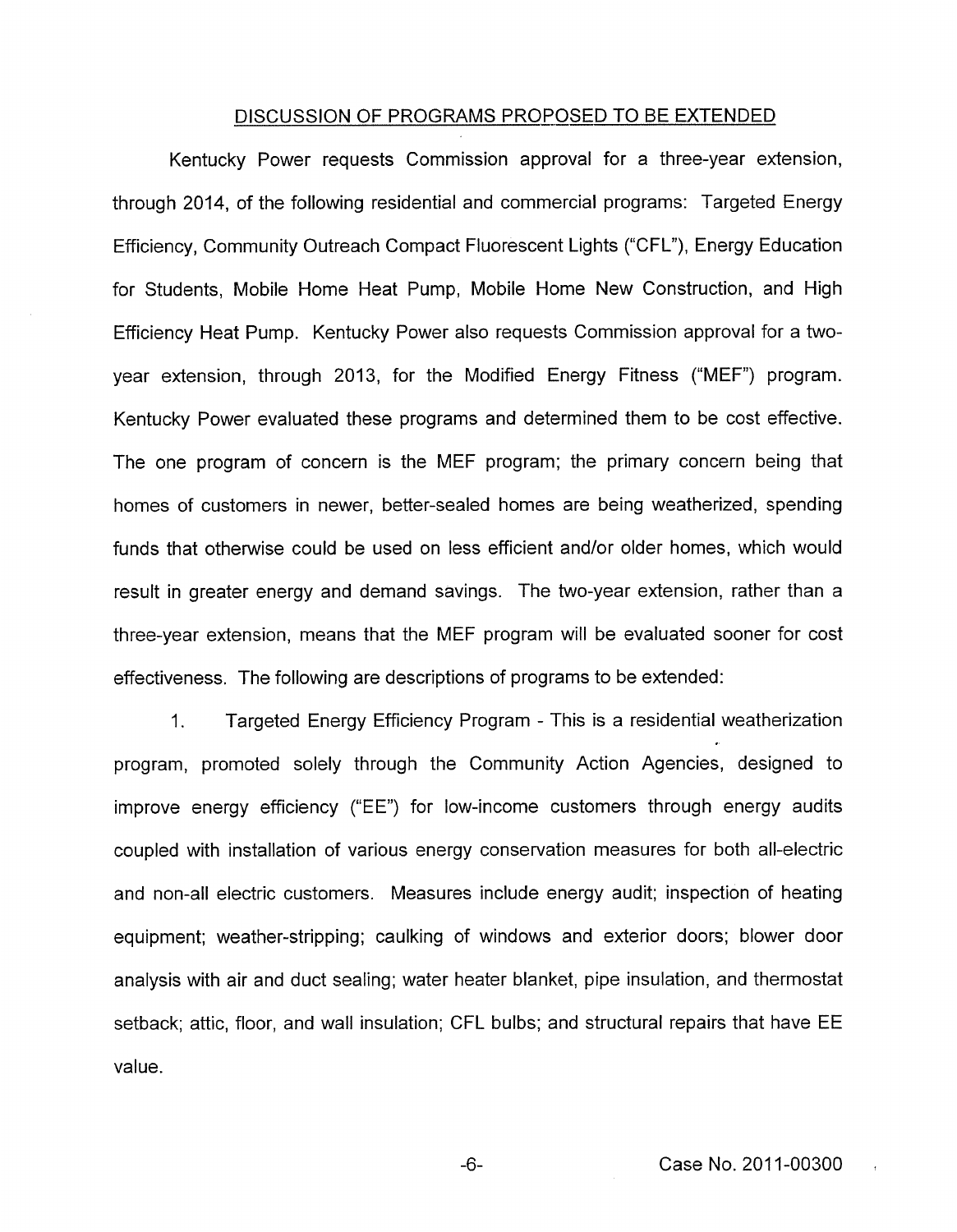## DISCUSSION OF PROGRAMS PROPOSED TO BE EXTENDED

Kentucky Power requests Commission approval for a three-year extension, through 2014, of the following residential and commercial programs: Targeted Energy Efficiency, Community Outreach Compact Fluorescent Lights ("CFL"), Energy Education for Students, Mobile Home Heat Pump, Mobile Home New Construction, and High Efficiency Heat Pump. Kentucky Power also requests Commission approval for a two-year extension, through 2013, for the Modified Energy Fitness ("MEF") program. Kentucky Power evaluated these programs and determined them to be cost effective. The one program of concern is the MEF program; the primary concern being that homes of customers in newer, better-sealed homes are being weatherized, spending funds that otherwise could be used on less efficient and/or older homes, which would result in greater energy and demand savings. The two-year extension, rather than a three-year extension, means that the MEF program will be evaluated sooner for cost effectiveness. The following are descriptions of programs to be extended:

1. Targeted Energy Efficiency Program - This is a residential weatherization program, promoted solely through the Community Action Agencies, designed to improve energy efficiency ("EE") for low-income customers through energy audits coupled with installation of various energy conservation measures for both all-electric and non-all electric customers. Measures include energy audit; inspection of heating equipment; weather-stripping; caulking of windows and exterior doors; blower door analysis with air and duct sealing; water heater blanket, pipe insulation, and thermostat setback; attic, floor, and wall insulation; CFL bulbs; and structural repairs that have EE value.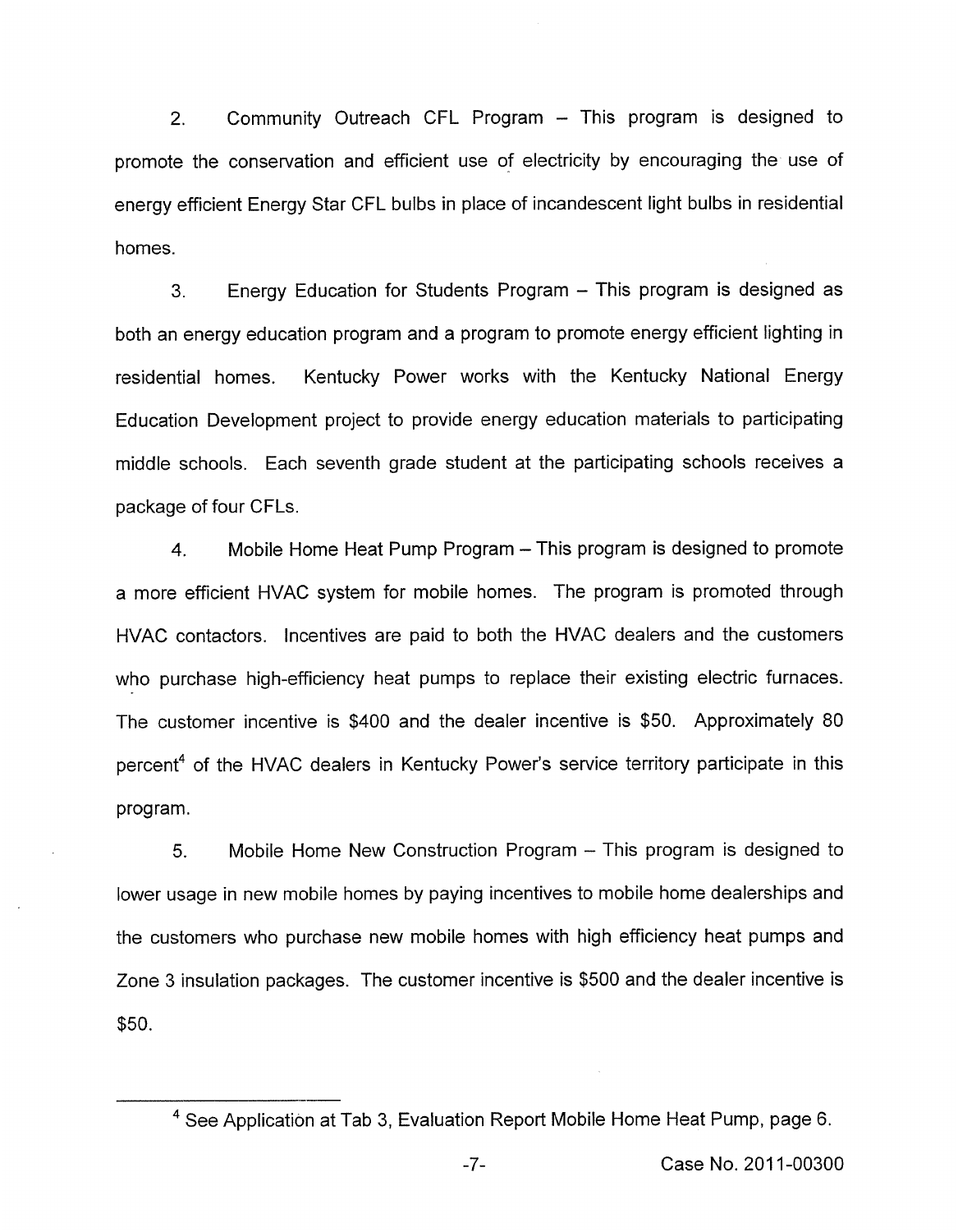2. Community Outreach CFL Program – This program is designed to promote the conservation and efficient use of electricity by encouraging the use of energy efficient Energy Star CFL bulbs in place of incandescent light bulbs in residential homes.

3. Energy Education for Students Program – This program is designed as both an energy education program and a program to promote energy efficient lighting in residential homes. Kentucky Power works with the Kentucky National Energy Education Development project to provide energy education materials to participating middle schools. Each seventh grade student at the participating schools receives a package of four CFLs.

4. Mobile Home Heat Pump Program – This program is designed to promote a more efficient HVAC system for mobile homes. The program is promoted through HVAC contactors. Incentives are paid to both the HVAC dealers and the customers who purchase high-efficiency heat pumps to replace their existing electric furnaces. The customer incentive is $400 and the dealer incentive is $50. Approximately 80 percent[4] of the HVAC dealers in Kentucky Power's service territory participate in this program.

5. Mobile Home New Construction Program – This program is designed to lower usage in new mobile homes by paying incentives to mobile home dealerships and the customers who purchase new mobile homes with high efficiency heat pumps and Zone 3 insulation packages. The customer incentive is $500 and the dealer incentive is $50.

---

[4] See Application at Tab 3, Evaluation Report Mobile Home Heat Pump, page 6.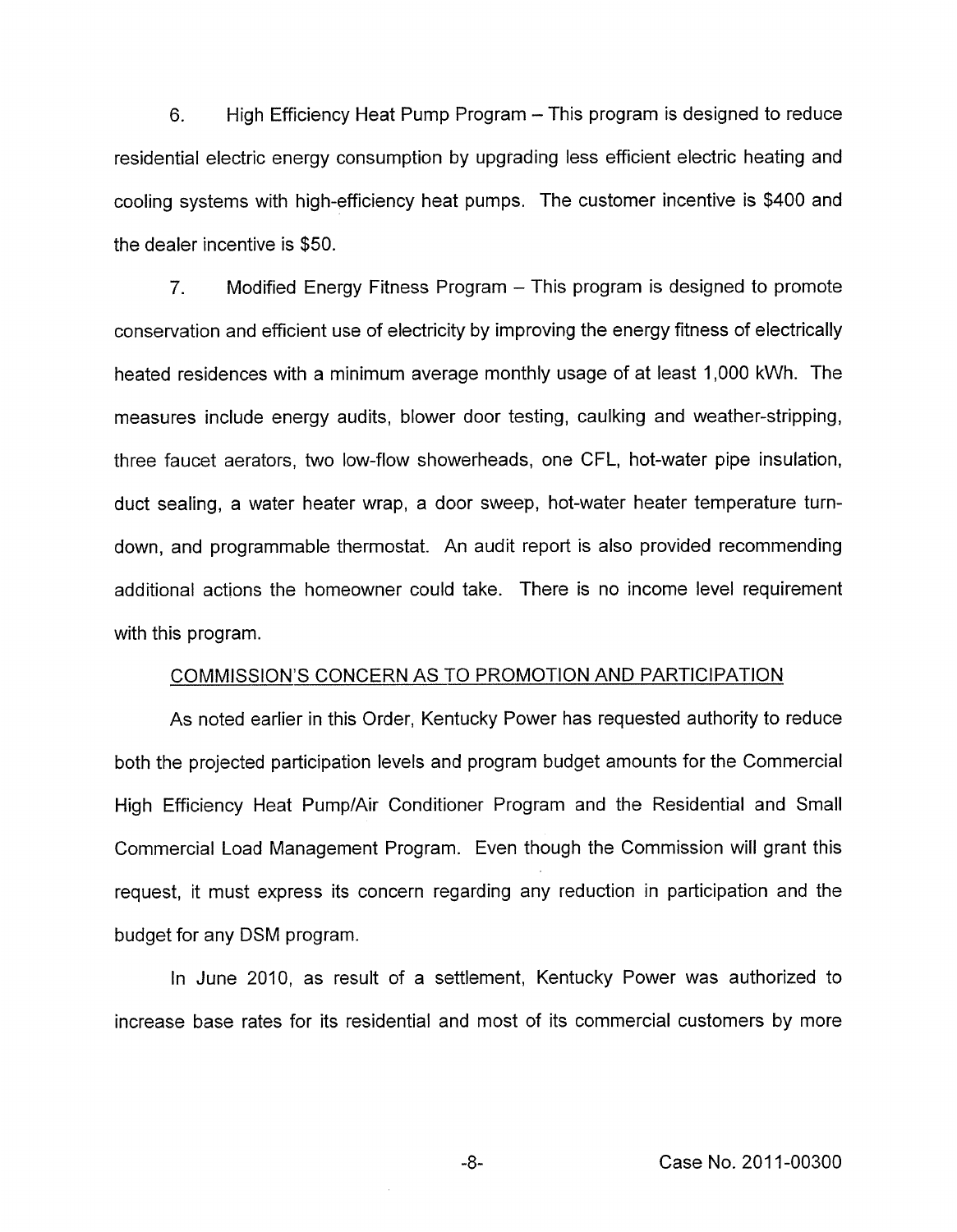6. High Efficiency Heat Pump Program – This program is designed to reduce residential electric energy consumption by upgrading less efficient electric heating and cooling systems with high-efficiency heat pumps. The customer incentive is $400 and the dealer incentive is $50.

7. Modified Energy Fitness Program – This program is designed to promote conservation and efficient use of electricity by improving the energy fitness of electrically heated residences with a minimum average monthly usage of at least 1,000 kWh. The measures include energy audits, blower door testing, caulking and weather-stripping, three faucet aerators, two low-flow showerheads, one CFL, hot-water pipe insulation, duct sealing, a water heater wrap, a door sweep, hot-water heater temperature turn-down, and programmable thermostat. An audit report is also provided recommending additional actions the homeowner could take. There is no income level requirement with this program.

COMMISSION'S CONCERN AS TO PROMOTION AND PARTICIPATION

As noted earlier in this Order, Kentucky Power has requested authority to reduce both the projected participation levels and program budget amounts for the Commercial High Efficiency Heat Pump/Air Conditioner Program and the Residential and Small Commercial Load Management Program. Even though the Commission will grant this request, it must express its concern regarding any reduction in participation and the budget for any DSM program.

In June 2010, as result of a settlement, Kentucky Power was authorized to increase base rates for its residential and most of its commercial customers by more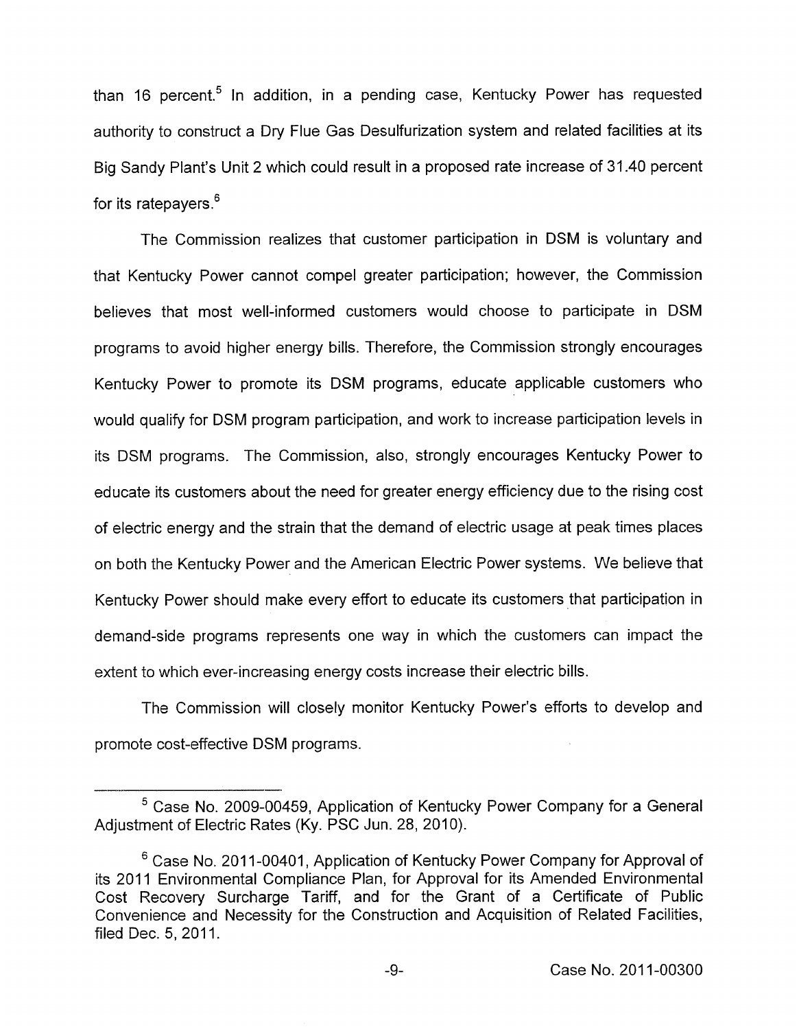than 16 percent.[5] In addition, in a pending case, Kentucky Power has requested authority to construct a Dry Flue Gas Desulfurization system and related facilities at its Big Sandy Plant's Unit 2 which could result in a proposed rate increase of 31.40 percent for its ratepayers.[6]

The Commission realizes that customer participation in DSM is voluntary and that Kentucky Power cannot compel greater participation; however, the Commission believes that most well-informed customers would choose to participate in DSM programs to avoid higher energy bills. Therefore, the Commission strongly encourages Kentucky Power to promote its DSM programs, educate applicable customers who would qualify for DSM program participation, and work to increase participation levels in its DSM programs. The Commission, also, strongly encourages Kentucky Power to educate its customers about the need for greater energy efficiency due to the rising cost of electric energy and the strain that the demand of electric usage at peak times places on both the Kentucky Power and the American Electric Power systems. We believe that Kentucky Power should make every effort to educate its customers that participation in demand-side programs represents one way in which the customers can impact the extent to which ever-increasing energy costs increase their electric bills.

The Commission will closely monitor Kentucky Power's efforts to develop and promote cost-effective DSM programs.

---

[5] Case No. 2009-00459, Application of Kentucky Power Company for a General Adjustment of Electric Rates (Ky. PSC Jun. 28, 2010).

[6] Case No. 2011-00401, Application of Kentucky Power Company for Approval of its 2011 Environmental Compliance Plan, for Approval for its Amended Environmental Cost Recovery Surcharge Tariff, and for the Grant of a Certificate of Public Convenience and Necessity for the Construction and Acquisition of Related Facilities, filed Dec. 5, 2011.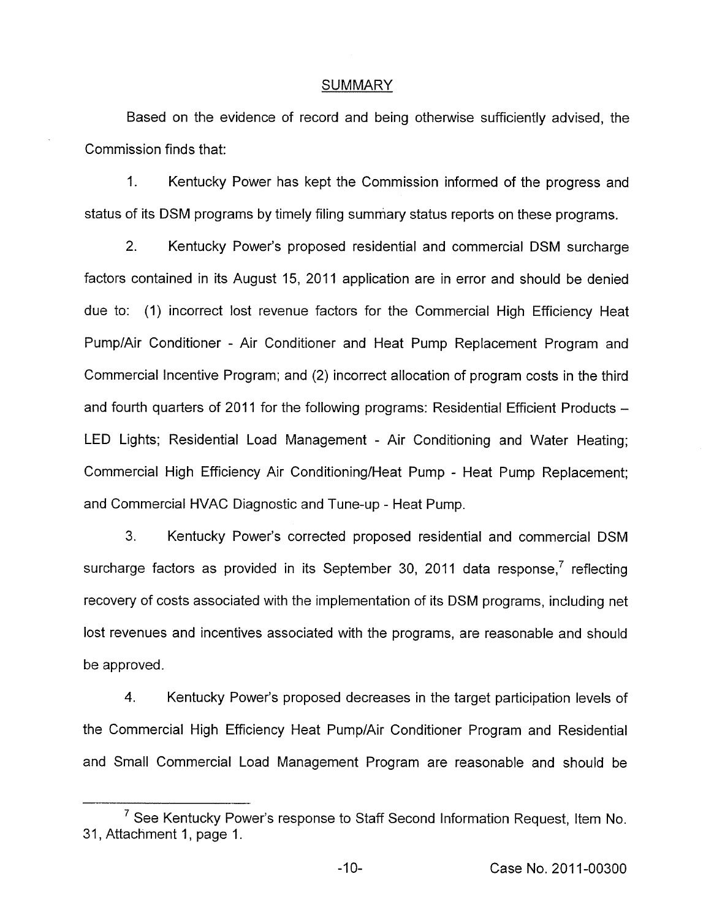## SUMMARY

Based on the evidence of record and being otherwise sufficiently advised, the Commission finds that:

1. Kentucky Power has kept the Commission informed of the progress and status of its DSM programs by timely filing summary status reports on these programs.

2. Kentucky Power's proposed residential and commercial DSM surcharge factors contained in its August 15, 2011 application are in error and should be denied due to: (1) incorrect lost revenue factors for the Commercial High Efficiency Heat Pump/Air Conditioner - Air Conditioner and Heat Pump Replacement Program and Commercial Incentive Program; and (2) incorrect allocation of program costs in the third and fourth quarters of 2011 for the following programs: Residential Efficient Products – LED Lights; Residential Load Management - Air Conditioning and Water Heating; Commercial High Efficiency Air Conditioning/Heat Pump - Heat Pump Replacement; and Commercial HVAC Diagnostic and Tune-up - Heat Pump.

3. Kentucky Power's corrected proposed residential and commercial DSM surcharge factors as provided in its September 30, 2011 data response,[7] reflecting recovery of costs associated with the implementation of its DSM programs, including net lost revenues and incentives associated with the programs, are reasonable and should be approved.

4. Kentucky Power's proposed decreases in the target participation levels of the Commercial High Efficiency Heat Pump/Air Conditioner Program and Residential and Small Commercial Load Management Program are reasonable and should be

---

[7] See Kentucky Power's response to Staff Second Information Request, Item No. 31, Attachment 1, page 1.

Case No. 2011-00300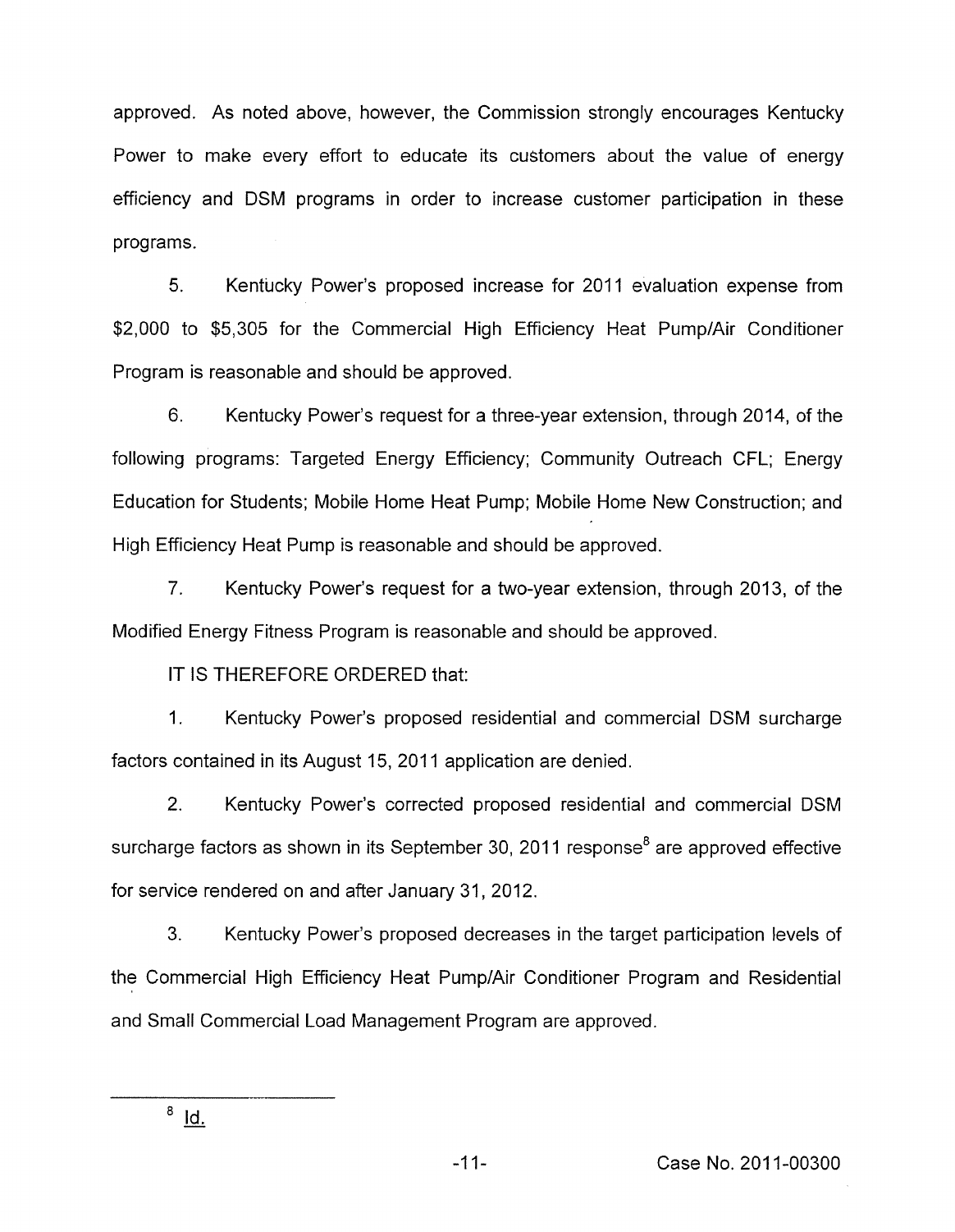approved. As noted above, however, the Commission strongly encourages Kentucky Power to make every effort to educate its customers about the value of energy efficiency and DSM programs in order to increase customer participation in these programs.

5. Kentucky Power's proposed increase for 2011 evaluation expense from $2,000 to $5,305 for the Commercial High Efficiency Heat Pump/Air Conditioner Program is reasonable and should be approved.

6. Kentucky Power's request for a three-year extension, through 2014, of the following programs: Targeted Energy Efficiency; Community Outreach CFL; Energy Education for Students; Mobile Home Heat Pump; Mobile Home New Construction; and High Efficiency Heat Pump is reasonable and should be approved.

7. Kentucky Power's request for a two-year extension, through 2013, of the Modified Energy Fitness Program is reasonable and should be approved.

IT IS THEREFORE ORDERED that:

1. Kentucky Power's proposed residential and commercial DSM surcharge factors contained in its August 15, 2011 application are denied.

2. Kentucky Power's corrected proposed residential and commercial DSM surcharge factors as shown in its September 30, 2011 response[8] are approved effective for service rendered on and after January 31, 2012.

3. Kentucky Power's proposed decreases in the target participation levels of the Commercial High Efficiency Heat Pump/Air Conditioner Program and Residential and Small Commercial Load Management Program are approved.

[8] Id.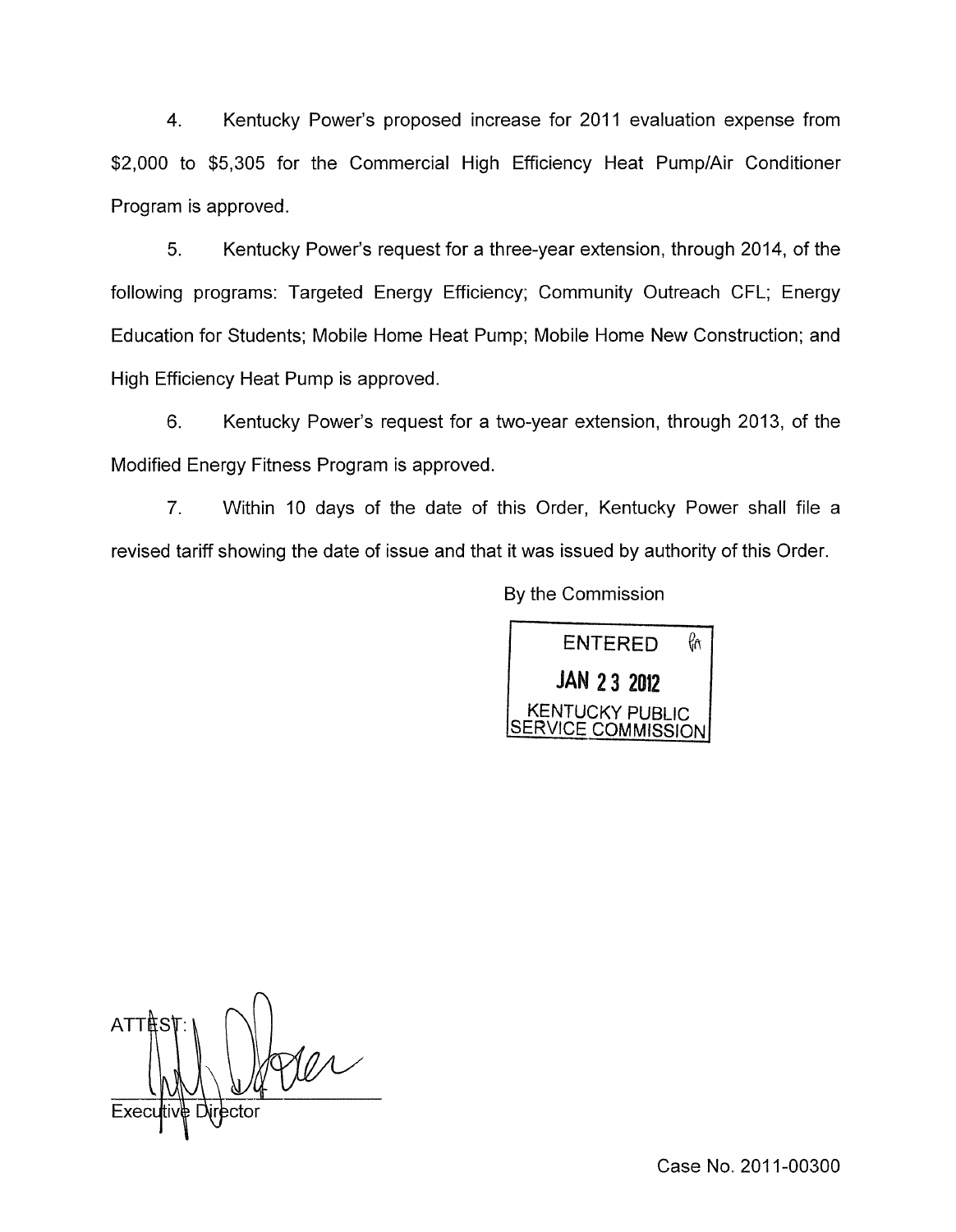4. Kentucky Power's proposed increase for 2011 evaluation expense from $2,000 to $5,305 for the Commercial High Efficiency Heat Pump/Air Conditioner Program is approved.

5. Kentucky Power's request for a three-year extension, through 2014, of the following programs: Targeted Energy Efficiency; Community Outreach CFL; Energy Education for Students; Mobile Home Heat Pump; Mobile Home New Construction; and High Efficiency Heat Pump is approved.

6. Kentucky Power's request for a two-year extension, through 2013, of the Modified Energy Fitness Program is approved.

7. Within 10 days of the date of this Order, Kentucky Power shall file a revised tariff showing the date of issue and that it was issued by authority of this Order.

By the Commission

ENTERED
JAN 23 2012
KENTUCKY PUBLIC SERVICE COMMISSION

ATTEST:

Executive Director

Case No. 2011-00300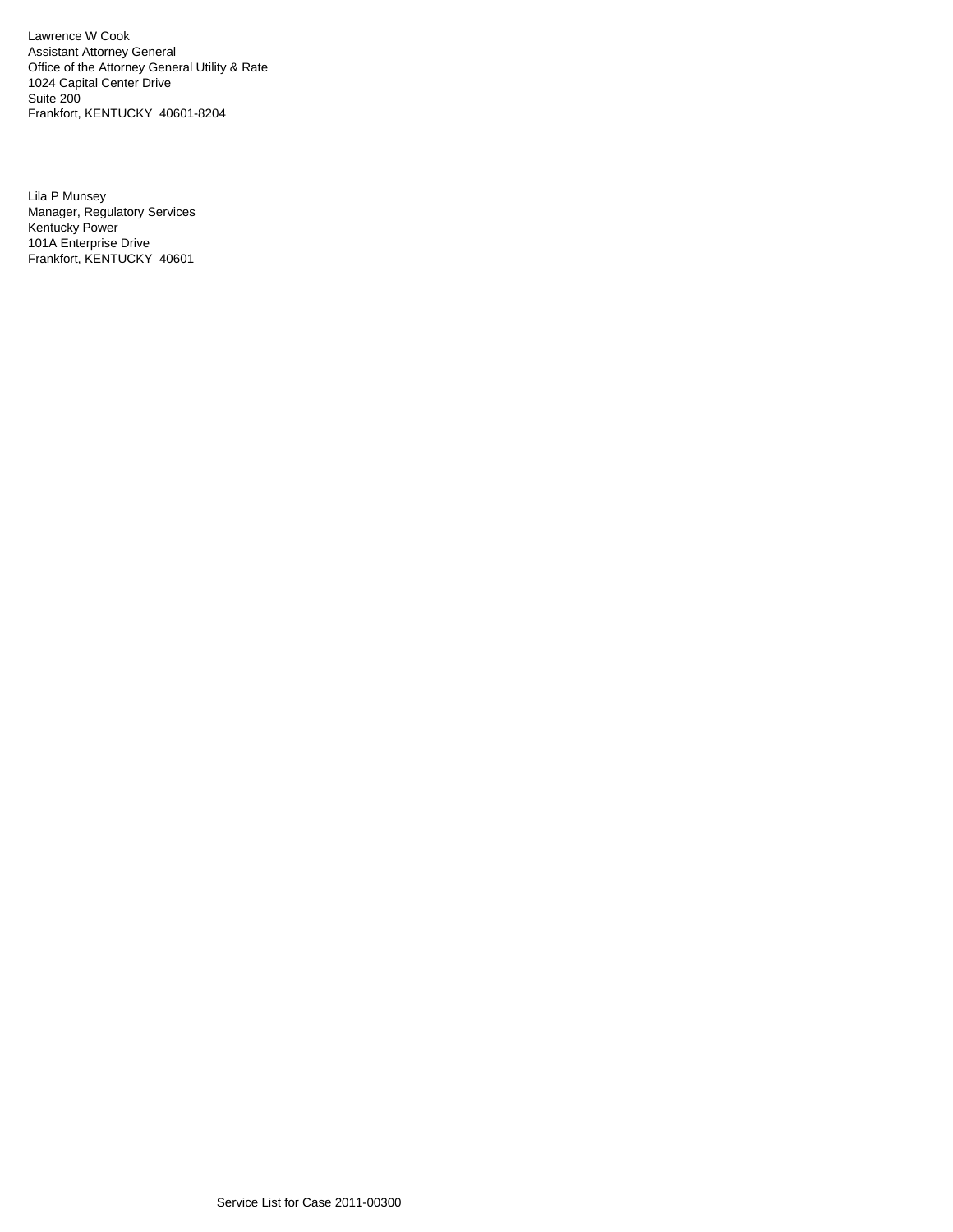Lawrence W Cook
Assistant Attorney General
Office of the Attorney General Utility & Rate
1024 Capital Center Drive
Suite 200
Frankfort, KENTUCKY 40601-8204

Lila P Munsey
Manager, Regulatory Services
Kentucky Power
101A Enterprise Drive
Frankfort, KENTUCKY 40601

Service List for Case 2011-00300